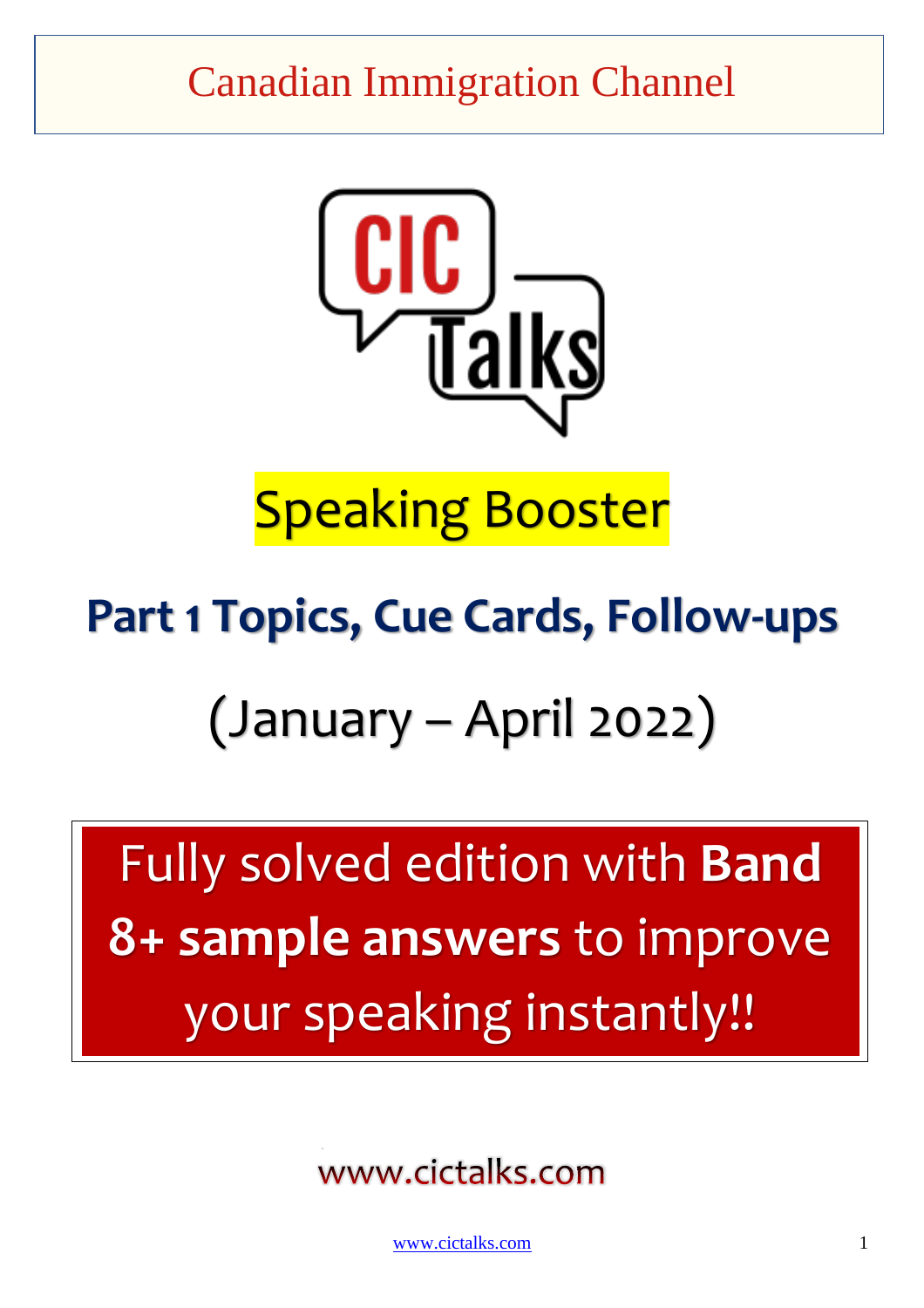Canadian Immigration Channel

CIC Talks

# Speaking Booster

## Part 1 Topics, Cue Cards, Follow-ups

## (January – April 2022)

Fully solved edition with **Band 8+ sample answers** to improve your speaking instantly!!

www.cictalks.com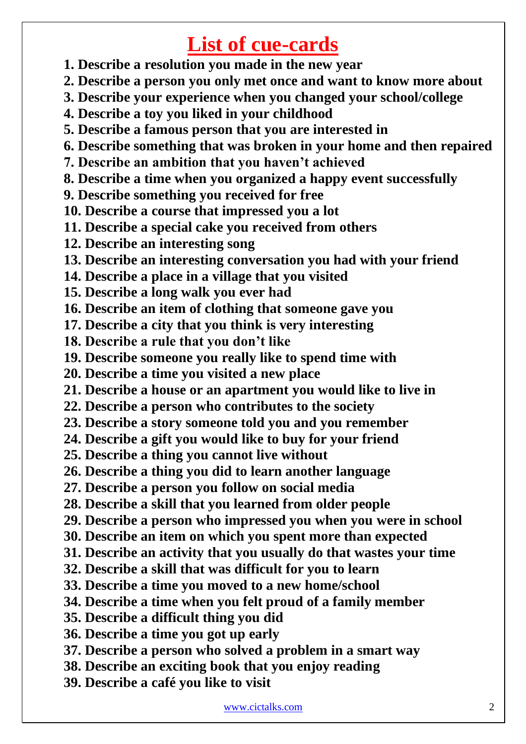# List of cue-cards

1. **Describe a resolution you made in the new year**
2. **Describe a person you only met once and want to know more about**
3. **Describe your experience when you changed your school/college**
4. **Describe a toy you liked in your childhood**
5. **Describe a famous person that you are interested in**
6. **Describe something that was broken in your home and then repaired**
7. **Describe an ambition that you haven't achieved**
8. **Describe a time when you organized a happy event successfully**
9. **Describe something you received for free**
10. **Describe a course that impressed you a lot**
11. **Describe a special cake you received from others**
12. **Describe an interesting song**
13. **Describe an interesting conversation you had with your friend**
14. **Describe a place in a village that you visited**
15. **Describe a long walk you ever had**
16. **Describe an item of clothing that someone gave you**
17. **Describe a city that you think is very interesting**
18. **Describe a rule that you don't like**
19. **Describe someone you really like to spend time with**
20. **Describe a time you visited a new place**
21. **Describe a house or an apartment you would like to live in**
22. **Describe a person who contributes to the society**
23. **Describe a story someone told you and you remember**
24. **Describe a gift you would like to buy for your friend**
25. **Describe a thing you cannot live without**
26. **Describe a thing you did to learn another language**
27. **Describe a person you follow on social media**
28. **Describe a skill that you learned from older people**
29. **Describe a person who impressed you when you were in school**
30. **Describe an item on which you spent more than expected**
31. **Describe an activity that you usually do that wastes your time**
32. **Describe a skill that was difficult for you to learn**
33. **Describe a time you moved to a new home/school**
34. **Describe a time when you felt proud of a family member**
35. **Describe a difficult thing you did**
36. **Describe a time you got up early**
37. **Describe a person who solved a problem in a smart way**
38. **Describe an exciting book that you enjoy reading**
39. **Describe a café you like to visit**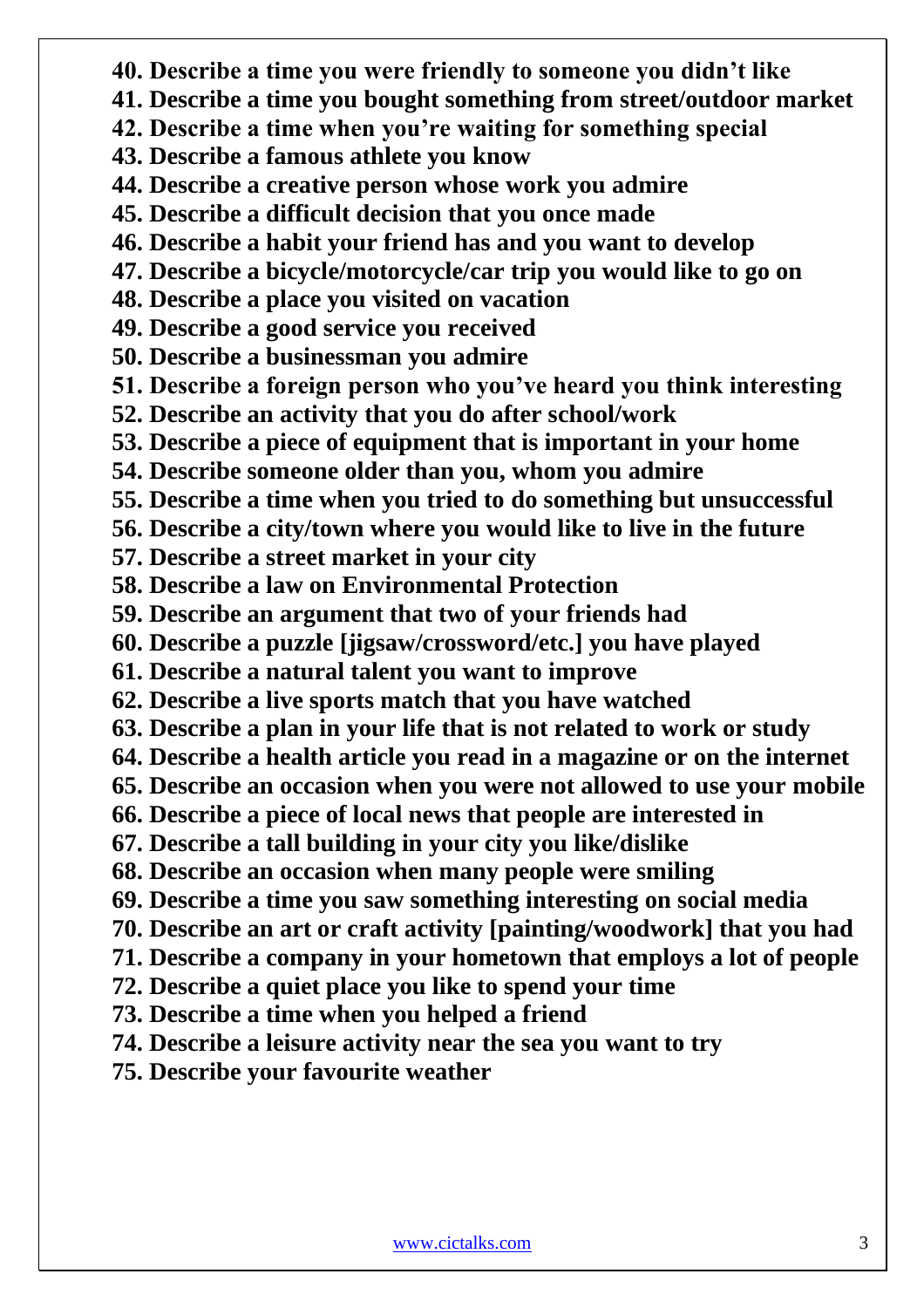40. **Describe a time you were friendly to someone you didn't like**
41. **Describe a time you bought something from street/outdoor market**
42. **Describe a time when you're waiting for something special**
43. **Describe a famous athlete you know**
44. **Describe a creative person whose work you admire**
45. **Describe a difficult decision that you once made**
46. **Describe a habit your friend has and you want to develop**
47. **Describe a bicycle/motorcycle/car trip you would like to go on**
48. **Describe a place you visited on vacation**
49. **Describe a good service you received**
50. **Describe a businessman you admire**
51. **Describe a foreign person who you've heard you think interesting**
52. **Describe an activity that you do after school/work**
53. **Describe a piece of equipment that is important in your home**
54. **Describe someone older than you, whom you admire**
55. **Describe a time when you tried to do something but unsuccessful**
56. **Describe a city/town where you would like to live in the future**
57. **Describe a street market in your city**
58. **Describe a law on Environmental Protection**
59. **Describe an argument that two of your friends had**
60. **Describe a puzzle [jigsaw/crossword/etc.] you have played**
61. **Describe a natural talent you want to improve**
62. **Describe a live sports match that you have watched**
63. **Describe a plan in your life that is not related to work or study**
64. **Describe a health article you read in a magazine or on the internet**
65. **Describe an occasion when you were not allowed to use your mobile**
66. **Describe a piece of local news that people are interested in**
67. **Describe a tall building in your city you like/dislike**
68. **Describe an occasion when many people were smiling**
69. **Describe a time you saw something interesting on social media**
70. **Describe an art or craft activity [painting/woodwork] that you had**
71. **Describe a company in your hometown that employs a lot of people**
72. **Describe a quiet place you like to spend your time**
73. **Describe a time when you helped a friend**
74. **Describe a leisure activity near the sea you want to try**
75. **Describe your favourite weather**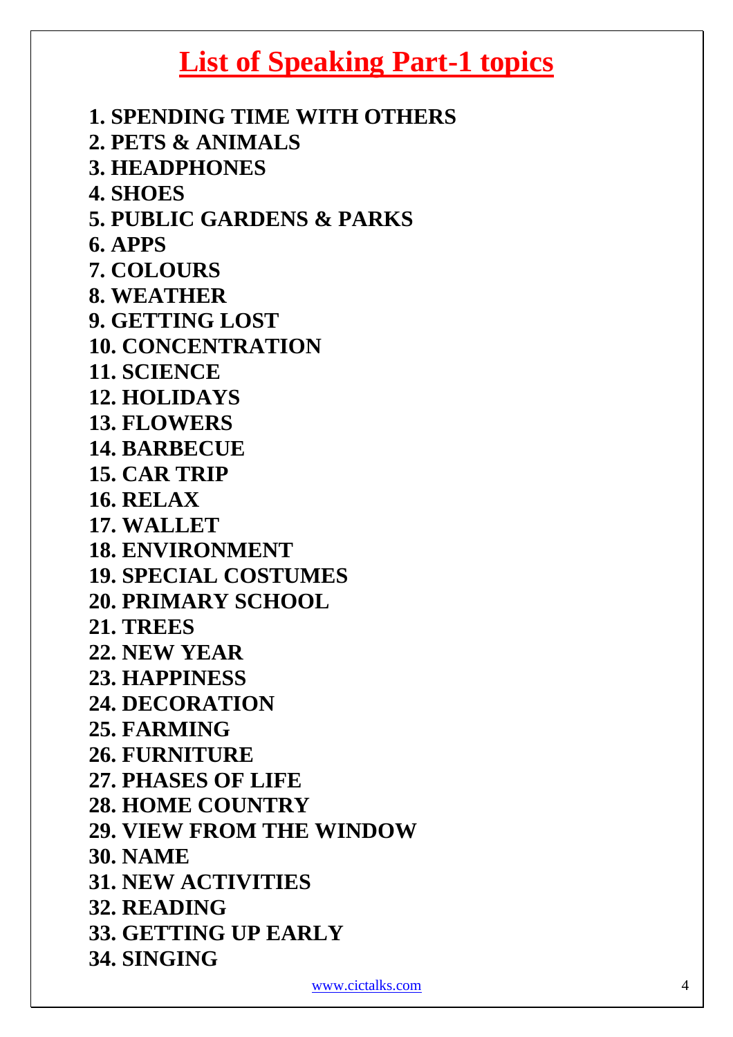# List of Speaking Part-1 topics

1. **SPENDING TIME WITH OTHERS**
2. **PETS & ANIMALS**
3. **HEADPHONES**
4. **SHOES**
5. **PUBLIC GARDENS & PARKS**
6. **APPS**
7. **COLOURS**
8. **WEATHER**
9. **GETTING LOST**
10. **CONCENTRATION**
11. **SCIENCE**
12. **HOLIDAYS**
13. **FLOWERS**
14. **BARBECUE**
15. **CAR TRIP**
16. **RELAX**
17. **WALLET**
18. **ENVIRONMENT**
19. **SPECIAL COSTUMES**
20. **PRIMARY SCHOOL**
21. **TREES**
22. **NEW YEAR**
23. **HAPPINESS**
24. **DECORATION**
25. **FARMING**
26. **FURNITURE**
27. **PHASES OF LIFE**
28. **HOME COUNTRY**
29. **VIEW FROM THE WINDOW**
30. **NAME**
31. **NEW ACTIVITIES**
32. **READING**
33. **GETTING UP EARLY**
34. **SINGING**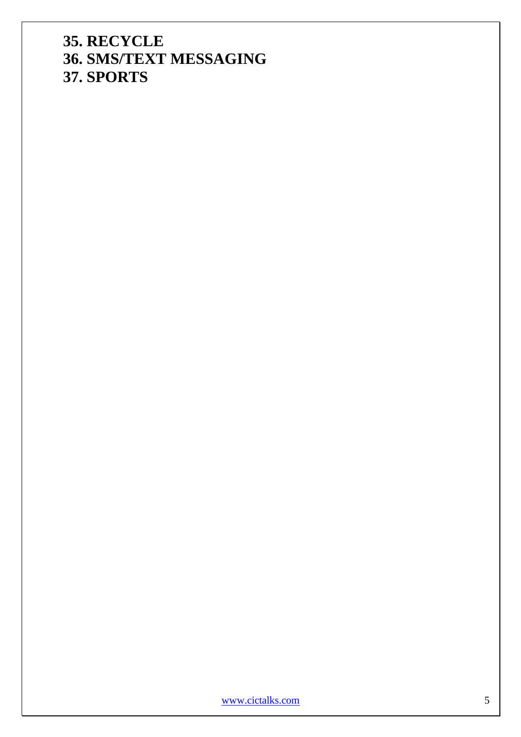**35. RECYCLE**
**36. SMS/TEXT MESSAGING**
**37. SPORTS**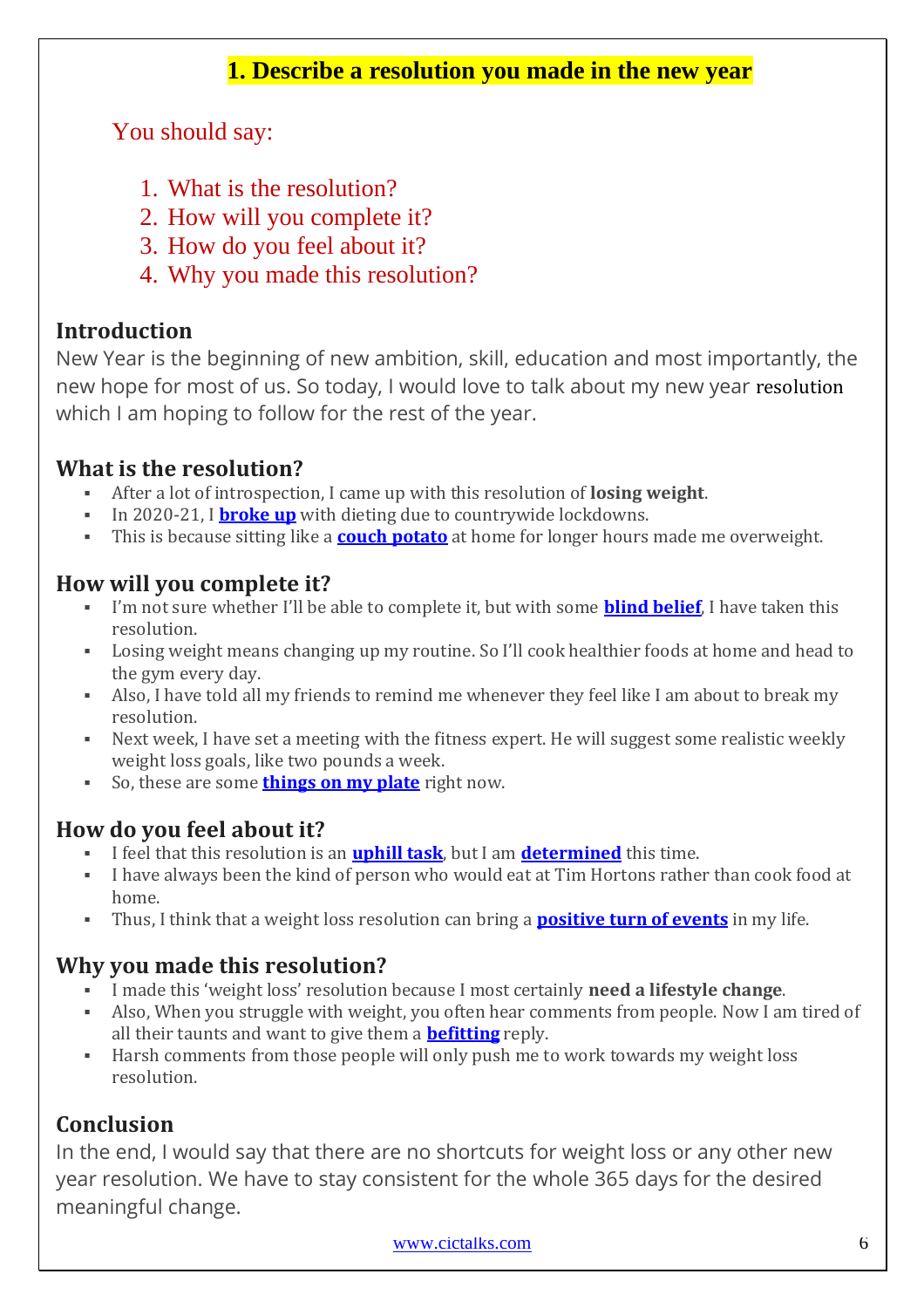# 1. Describe a resolution you made in the new year

You should say:

1. What is the resolution?
2. How will you complete it?
3. How do you feel about it?
4. Why you made this resolution?

## Introduction

New Year is the beginning of new ambition, skill, education and most importantly, the new hope for most of us. So today, I would love to talk about my new year resolution which I am hoping to follow for the rest of the year.

## What is the resolution?

- After a lot of introspection, I came up with this resolution of **losing weight**.
- In 2020-21, I **broke up** with dieting due to countrywide lockdowns.
- This is because sitting like a **couch potato** at home for longer hours made me overweight.

## How will you complete it?

- I'm not sure whether I'll be able to complete it, but with some **blind belief**, I have taken this resolution.
- Losing weight means changing up my routine. So I'll cook healthier foods at home and head to the gym every day.
- Also, I have told all my friends to remind me whenever they feel like I am about to break my resolution.
- Next week, I have set a meeting with the fitness expert. He will suggest some realistic weekly weight loss goals, like two pounds a week.
- So, these are some **things on my plate** right now.

## How do you feel about it?

- I feel that this resolution is an **uphill task**, but I am **determined** this time.
- I have always been the kind of person who would eat at Tim Hortons rather than cook food at home.
- Thus, I think that a weight loss resolution can bring a **positive turn of events** in my life.

## Why you made this resolution?

- I made this 'weight loss' resolution because I most certainly **need a lifestyle change**.
- Also, When you struggle with weight, you often hear comments from people. Now I am tired of all their taunts and want to give them a **befitting** reply.
- Harsh comments from those people will only push me to work towards my weight loss resolution.

## Conclusion

In the end, I would say that there are no shortcuts for weight loss or any other new year resolution. We have to stay consistent for the whole 365 days for the desired meaningful change.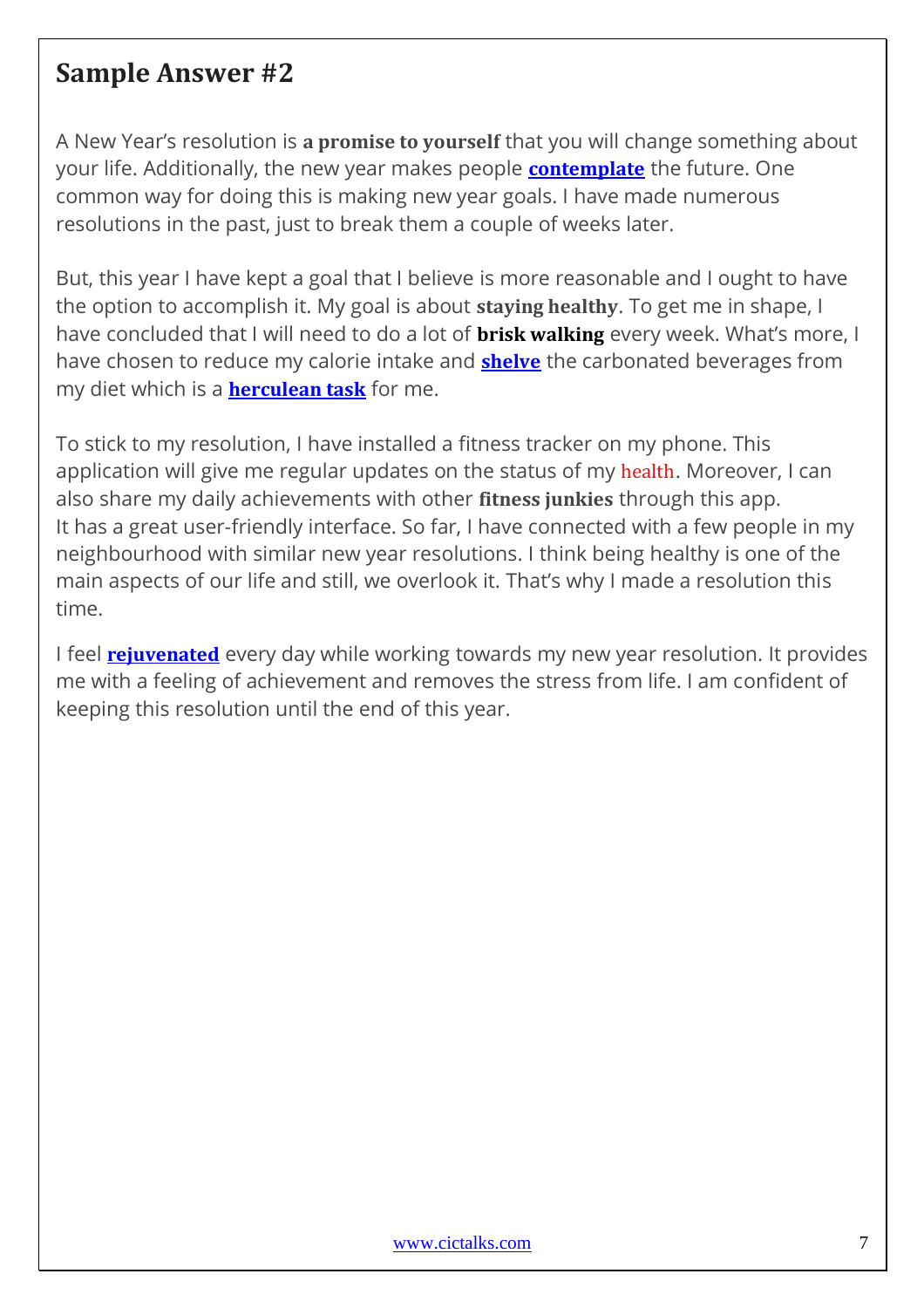## Sample Answer #2

A New Year's resolution is **a promise to yourself** that you will change something about your life. Additionally, the new year makes people **contemplate** the future. One common way for doing this is making new year goals. I have made numerous resolutions in the past, just to break them a couple of weeks later.

But, this year I have kept a goal that I believe is more reasonable and I ought to have the option to accomplish it. My goal is about **staying healthy**. To get me in shape, I have concluded that I will need to do a lot of **brisk walking** every week. What's more, I have chosen to reduce my calorie intake and **shelve** the carbonated beverages from my diet which is a **herculean task** for me.

To stick to my resolution, I have installed a fitness tracker on my phone. This application will give me regular updates on the status of my health. Moreover, I can also share my daily achievements with other **fitness junkies** through this app. It has a great user-friendly interface. So far, I have connected with a few people in my neighbourhood with similar new year resolutions. I think being healthy is one of the main aspects of our life and still, we overlook it. That's why I made a resolution this time.

I feel **rejuvenated** every day while working towards my new year resolution. It provides me with a feeling of achievement and removes the stress from life. I am confident of keeping this resolution until the end of this year.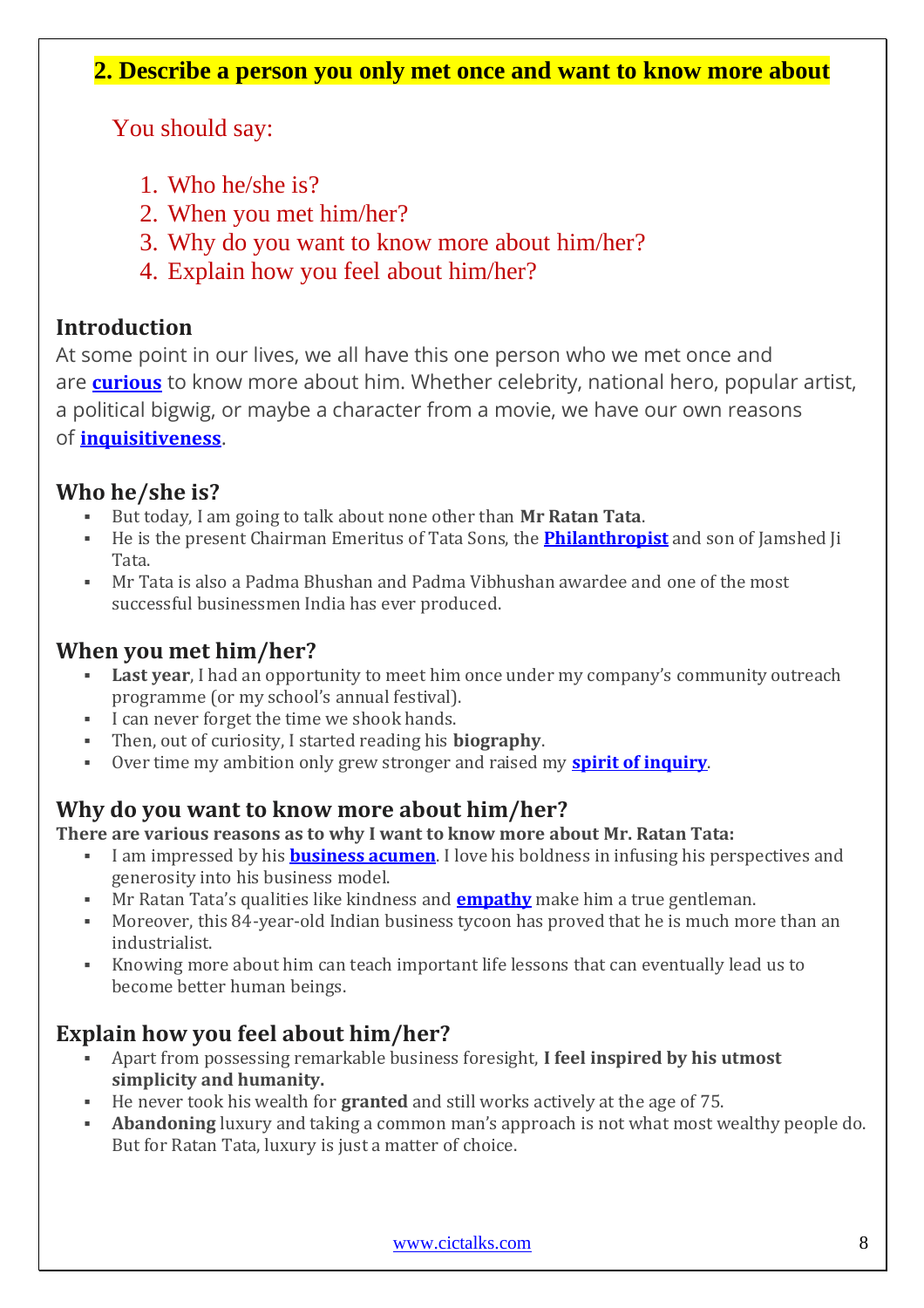## 2. Describe a person you only met once and want to know more about

You should say:

1. Who he/she is?
2. When you met him/her?
3. Why do you want to know more about him/her?
4. Explain how you feel about him/her?

### Introduction

At some point in our lives, we all have this one person who we met once and are **curious** to know more about him. Whether celebrity, national hero, popular artist, a political bigwig, or maybe a character from a movie, we have our own reasons of **inquisitiveness**.

### Who he/she is?

- But today, I am going to talk about none other than **Mr Ratan Tata**.
- He is the present Chairman Emeritus of Tata Sons, the **Philanthropist** and son of Jamshed Ji Tata.
- Mr Tata is also a Padma Bhushan and Padma Vibhushan awardee and one of the most successful businessmen India has ever produced.

### When you met him/her?

- **Last year**, I had an opportunity to meet him once under my company's community outreach programme (or my school's annual festival).
- I can never forget the time we shook hands.
- Then, out of curiosity, I started reading his **biography**.
- Over time my ambition only grew stronger and raised my **spirit of inquiry**.

### Why do you want to know more about him/her?

**There are various reasons as to why I want to know more about Mr. Ratan Tata:**

- I am impressed by his **business acumen**. I love his boldness in infusing his perspectives and generosity into his business model.
- Mr Ratan Tata's qualities like kindness and **empathy** make him a true gentleman.
- Moreover, this 84-year-old Indian business tycoon has proved that he is much more than an industrialist.
- Knowing more about him can teach important life lessons that can eventually lead us to become better human beings.

### Explain how you feel about him/her?

- Apart from possessing remarkable business foresight, **I feel inspired by his utmost simplicity and humanity.**
- He never took his wealth for **granted** and still works actively at the age of 75.
- **Abandoning** luxury and taking a common man's approach is not what most wealthy people do. But for Ratan Tata, luxury is just a matter of choice.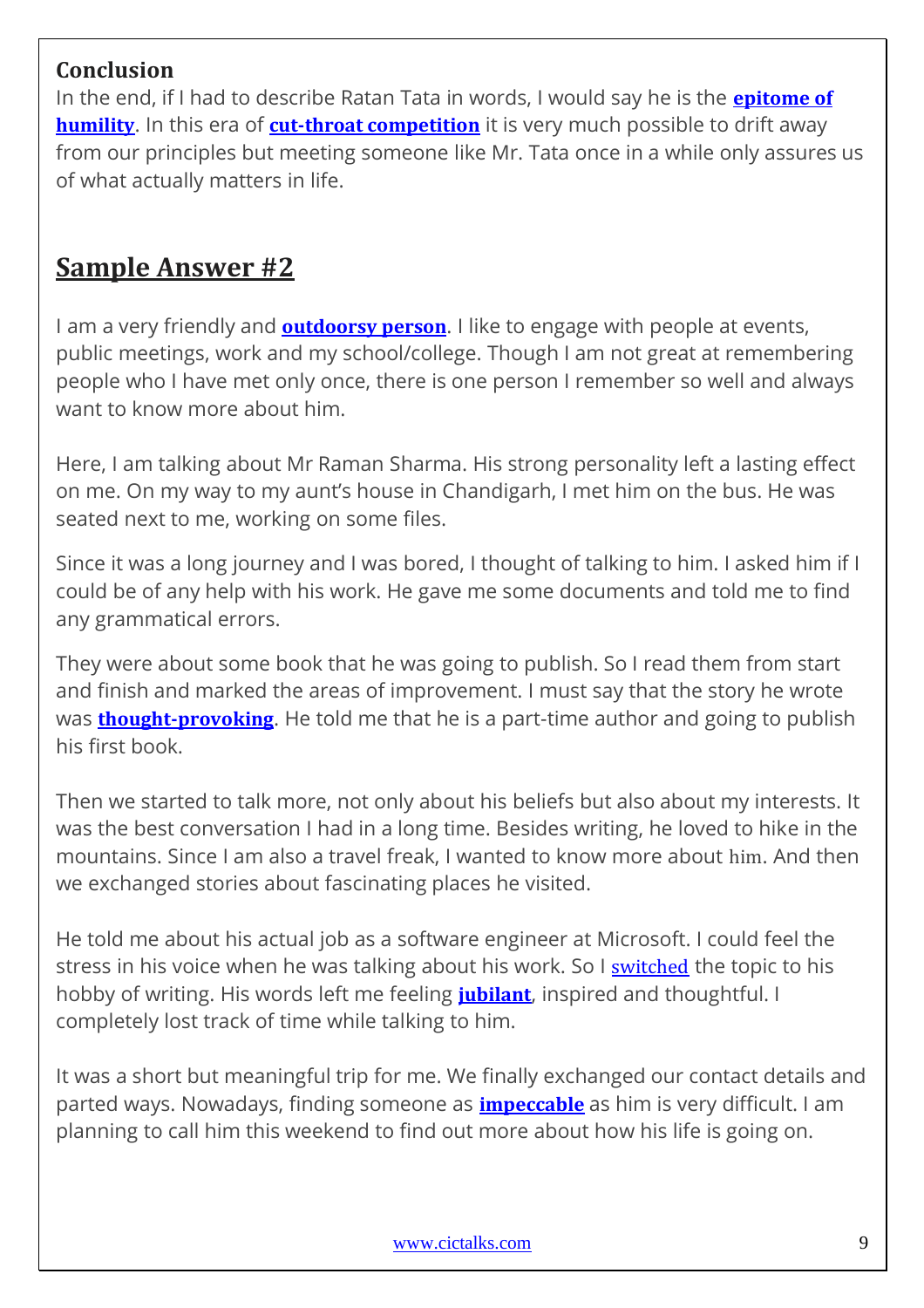**Conclusion**

In the end, if I had to describe Ratan Tata in words, I would say he is the **epitome of humility**. In this era of **cut-throat competition** it is very much possible to drift away from our principles but meeting someone like Mr. Tata once in a while only assures us of what actually matters in life.

## Sample Answer #2

I am a very friendly and **outdoorsy person**. I like to engage with people at events, public meetings, work and my school/college. Though I am not great at remembering people who I have met only once, there is one person I remember so well and always want to know more about him.

Here, I am talking about Mr Raman Sharma. His strong personality left a lasting effect on me. On my way to my aunt's house in Chandigarh, I met him on the bus. He was seated next to me, working on some files.

Since it was a long journey and I was bored, I thought of talking to him. I asked him if I could be of any help with his work. He gave me some documents and told me to find any grammatical errors.

They were about some book that he was going to publish. So I read them from start and finish and marked the areas of improvement. I must say that the story he wrote was **thought-provoking**. He told me that he is a part-time author and going to publish his first book.

Then we started to talk more, not only about his beliefs but also about my interests. It was the best conversation I had in a long time. Besides writing, he loved to hike in the mountains. Since I am also a travel freak, I wanted to know more about him. And then we exchanged stories about fascinating places he visited.

He told me about his actual job as a software engineer at Microsoft. I could feel the stress in his voice when he was talking about his work. So I switched the topic to his hobby of writing. His words left me feeling **jubilant**, inspired and thoughtful. I completely lost track of time while talking to him.

It was a short but meaningful trip for me. We finally exchanged our contact details and parted ways. Nowadays, finding someone as **impeccable** as him is very difficult. I am planning to call him this weekend to find out more about how his life is going on.

www.cictalks.com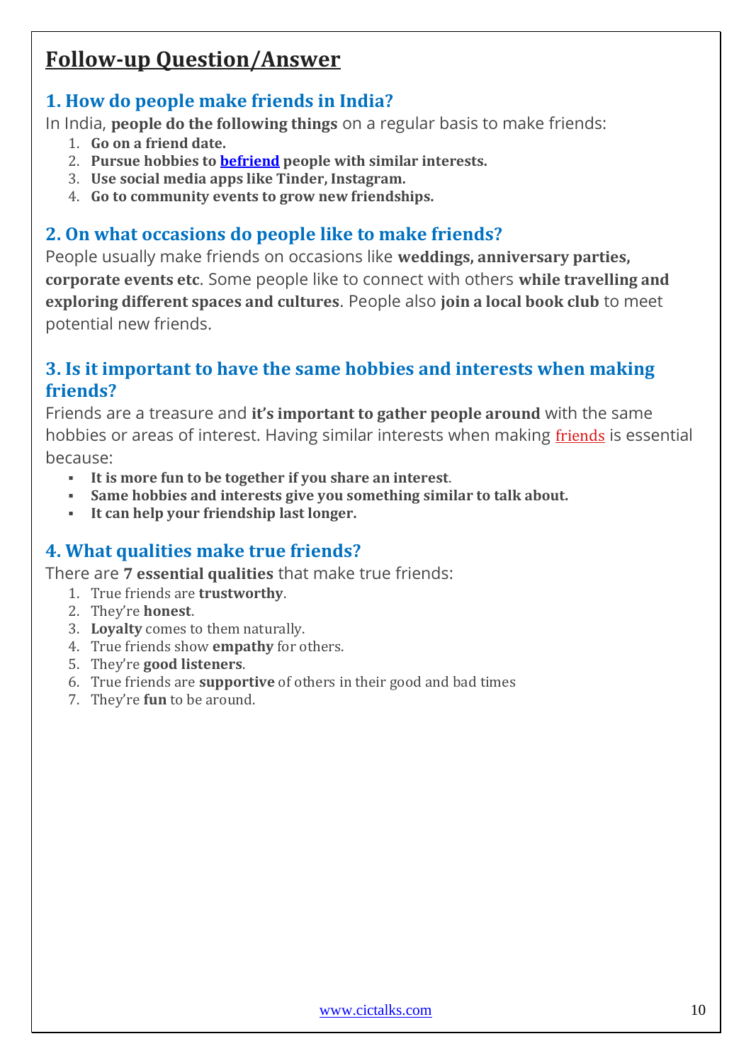## Follow-up Question/Answer

### 1. How do people make friends in India?

In India, **people do the following things** on a regular basis to make friends:

1. **Go on a friend date.**
2. **Pursue hobbies to befriend people with similar interests.**
3. **Use social media apps like Tinder, Instagram.**
4. **Go to community events to grow new friendships.**

### 2. On what occasions do people like to make friends?

People usually make friends on occasions like **weddings, anniversary parties, corporate events etc**. Some people like to connect with others **while travelling and exploring different spaces and cultures**. People also **join a local book club** to meet potential new friends.

### 3. Is it important to have the same hobbies and interests when making friends?

Friends are a treasure and **it's important to gather people around** with the same hobbies or areas of interest. Having similar interests when making friends is essential because:

- **It is more fun to be together if you share an interest**.
- **Same hobbies and interests give you something similar to talk about.**
- **It can help your friendship last longer.**

### 4. What qualities make true friends?

There are **7 essential qualities** that make true friends:

1. True friends are **trustworthy**.
2. They're **honest**.
3. **Loyalty** comes to them naturally.
4. True friends show **empathy** for others.
5. They're **good listeners**.
6. True friends are **supportive** of others in their good and bad times
7. They're **fun** to be around.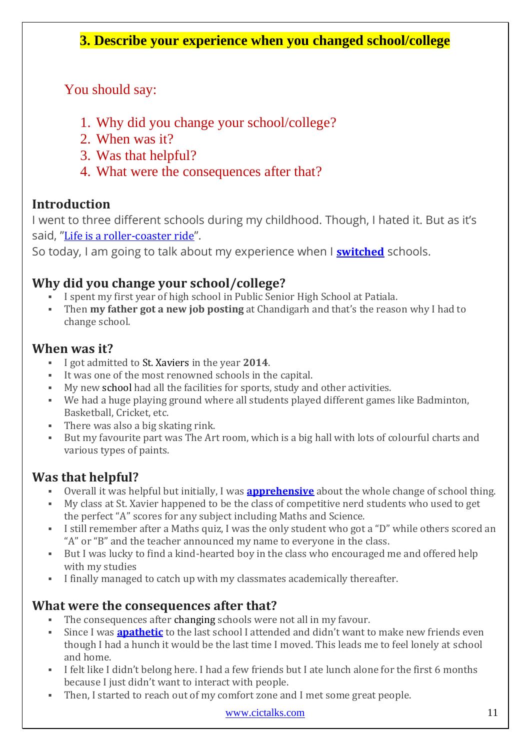## 3. Describe your experience when you changed school/college

You should say:

1. Why did you change your school/college?
2. When was it?
3. Was that helpful?
4. What were the consequences after that?

### Introduction

I went to three different schools during my childhood. Though, I hated it. But as it's said, "Life is a roller-coaster ride".
So today, I am going to talk about my experience when I **switched** schools.

### Why did you change your school/college?

- I spent my first year of high school in Public Senior High School at Patiala.
- Then **my father got a new job posting** at Chandigarh and that's the reason why I had to change school.

### When was it?

- I got admitted to St. Xaviers in the year **2014**.
- It was one of the most renowned schools in the capital.
- My new school had all the facilities for sports, study and other activities.
- We had a huge playing ground where all students played different games like Badminton, Basketball, Cricket, etc.
- There was also a big skating rink.
- But my favourite part was The Art room, which is a big hall with lots of colourful charts and various types of paints.

### Was that helpful?

- Overall it was helpful but initially, I was **apprehensive** about the whole change of school thing.
- My class at St. Xavier happened to be the class of competitive nerd students who used to get the perfect "A" scores for any subject including Maths and Science.
- I still remember after a Maths quiz, I was the only student who got a "D" while others scored an "A" or "B" and the teacher announced my name to everyone in the class.
- But I was lucky to find a kind-hearted boy in the class who encouraged me and offered help with my studies
- I finally managed to catch up with my classmates academically thereafter.

### What were the consequences after that?

- The consequences after changing schools were not all in my favour.
- Since I was **apathetic** to the last school I attended and didn't want to make new friends even though I had a hunch it would be the last time I moved. This leads me to feel lonely at school and home.
- I felt like I didn't belong here. I had a few friends but I ate lunch alone for the first 6 months because I just didn't want to interact with people.
- Then, I started to reach out of my comfort zone and I met some great people.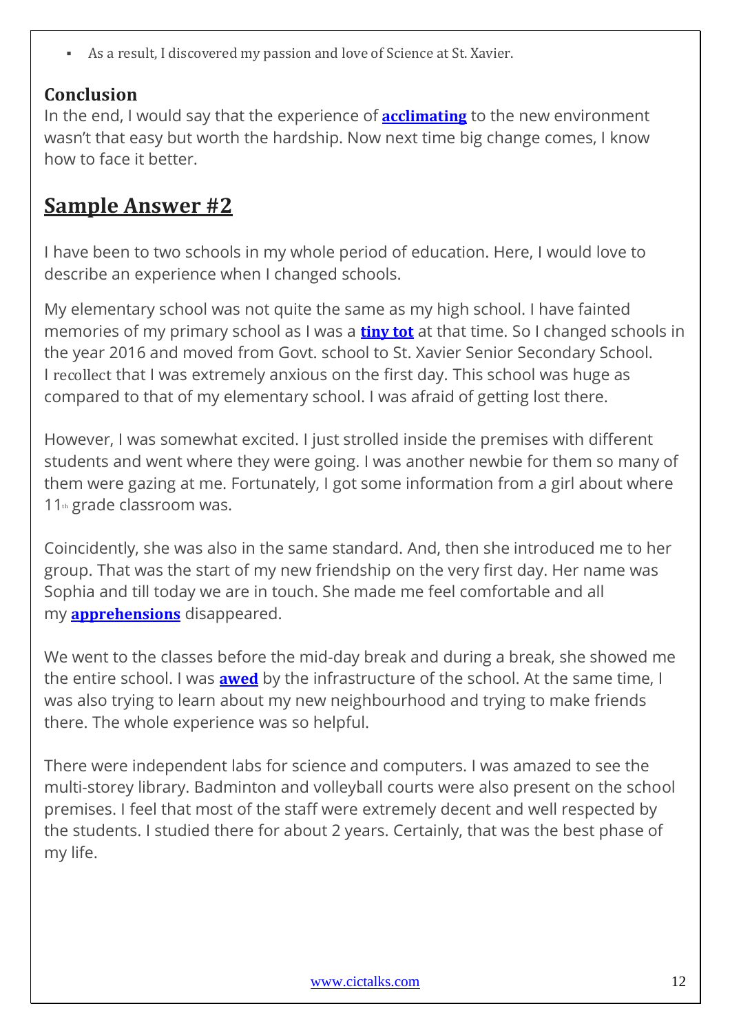- As a result, I discovered my passion and love of Science at St. Xavier.

**Conclusion**

In the end, I would say that the experience of **acclimating** to the new environment wasn't that easy but worth the hardship. Now next time big change comes, I know how to face it better.

## Sample Answer #2

I have been to two schools in my whole period of education. Here, I would love to describe an experience when I changed schools.

My elementary school was not quite the same as my high school. I have fainted memories of my primary school as I was a **tiny tot** at that time. So I changed schools in the year 2016 and moved from Govt. school to St. Xavier Senior Secondary School. I recollect that I was extremely anxious on the first day. This school was huge as compared to that of my elementary school. I was afraid of getting lost there.

However, I was somewhat excited. I just strolled inside the premises with different students and went where they were going. I was another newbie for them so many of them were gazing at me. Fortunately, I got some information from a girl about where 11th grade classroom was.

Coincidently, she was also in the same standard. And, then she introduced me to her group. That was the start of my new friendship on the very first day. Her name was Sophia and till today we are in touch. She made me feel comfortable and all my **apprehensions** disappeared.

We went to the classes before the mid-day break and during a break, she showed me the entire school. I was **awed** by the infrastructure of the school. At the same time, I was also trying to learn about my new neighbourhood and trying to make friends there. The whole experience was so helpful.

There were independent labs for science and computers. I was amazed to see the multi-storey library. Badminton and volleyball courts were also present on the school premises. I feel that most of the staff were extremely decent and well respected by the students. I studied there for about 2 years. Certainly, that was the best phase of my life.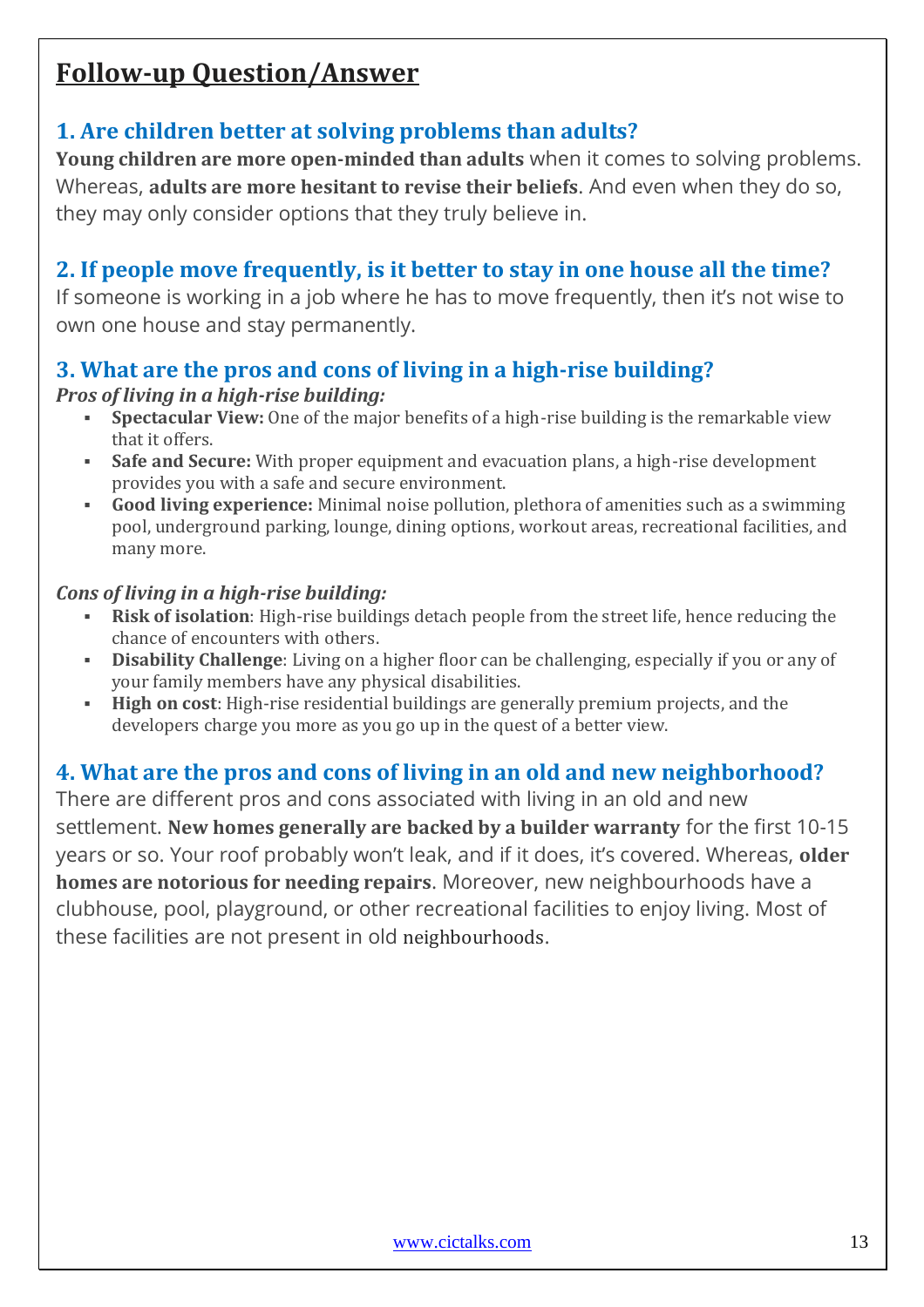## Follow-up Question/Answer

### 1. Are children better at solving problems than adults?

**Young children are more open-minded than adults** when it comes to solving problems. Whereas, **adults are more hesitant to revise their beliefs**. And even when they do so, they may only consider options that they truly believe in.

### 2. If people move frequently, is it better to stay in one house all the time?

If someone is working in a job where he has to move frequently, then it's not wise to own one house and stay permanently.

### 3. What are the pros and cons of living in a high-rise building?

***Pros of living in a high-rise building:***

- **Spectacular View:** One of the major benefits of a high-rise building is the remarkable view that it offers.
- **Safe and Secure:** With proper equipment and evacuation plans, a high-rise development provides you with a safe and secure environment.
- **Good living experience:** Minimal noise pollution, plethora of amenities such as a swimming pool, underground parking, lounge, dining options, workout areas, recreational facilities, and many more.

***Cons of living in a high-rise building:***

- **Risk of isolation**: High-rise buildings detach people from the street life, hence reducing the chance of encounters with others.
- **Disability Challenge**: Living on a higher floor can be challenging, especially if you or any of your family members have any physical disabilities.
- **High on cost**: High-rise residential buildings are generally premium projects, and the developers charge you more as you go up in the quest of a better view.

### 4. What are the pros and cons of living in an old and new neighborhood?

There are different pros and cons associated with living in an old and new settlement. **New homes generally are backed by a builder warranty** for the first 10-15 years or so. Your roof probably won't leak, and if it does, it's covered. Whereas, **older homes are notorious for needing repairs**. Moreover, new neighbourhoods have a clubhouse, pool, playground, or other recreational facilities to enjoy living. Most of these facilities are not present in old neighbourhoods.

www.cictalks.com